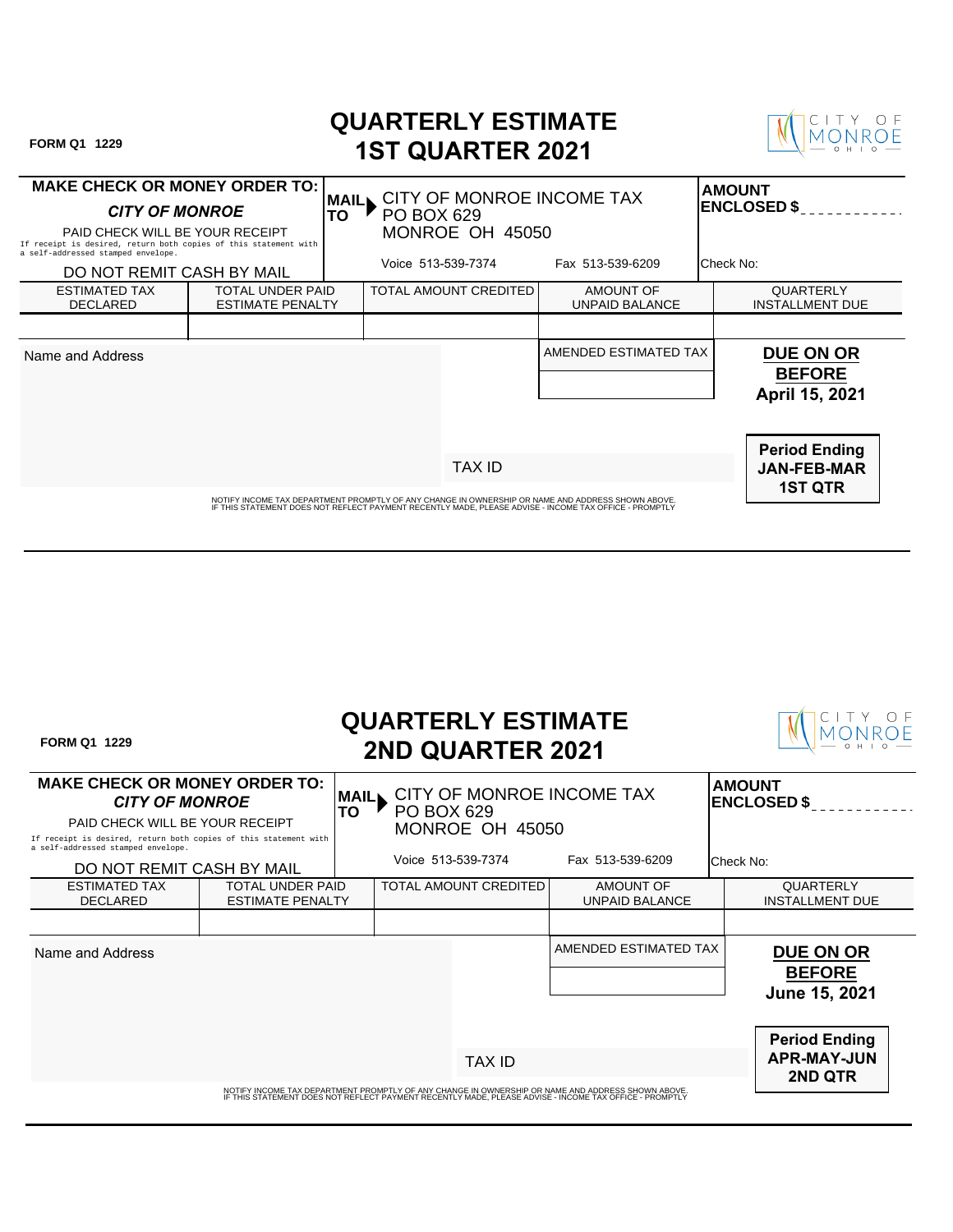FORM Q1 1229

# QUARTERLY ESTIMATE
# 1ST QUARTER 2021

CITY OF MONROE OHIO

**MAKE CHECK OR MONEY ORDER TO:**

***CITY OF MONROE***

PAID CHECK WILL BE YOUR RECEIPT

If receipt is desired, return both copies of this statement with a self-addressed stamped envelope.

DO NOT REMIT CASH BY MAIL

**MAIL TO** CITY OF MONROE INCOME TAX
PO BOX 629
MONROE OH 45050

Voice 513-539-7374 Fax 513-539-6209

**AMOUNT ENCLOSED $**___________

Check No:

| ESTIMATED TAX DECLARED | TOTAL UNDER PAID ESTIMATE PENALTY | TOTAL AMOUNT CREDITED | AMOUNT OF UNPAID BALANCE | QUARTERLY INSTALLMENT DUE |
|---|---|---|---|---|
| | | | | |

Name and Address

| AMENDED ESTIMATED TAX |
|---|
| |

**DUE ON OR BEFORE**
**April 15, 2021**

TAX ID

**Period Ending**
**JAN-FEB-MAR**
**1ST QTR**

NOTIFY INCOME TAX DEPARTMENT PROMPTLY OF ANY CHANGE IN OWNERSHIP OR NAME AND ADDRESS SHOWN ABOVE.
IF THIS STATEMENT DOES NOT REFLECT PAYMENT RECENTLY MADE, PLEASE ADVISE - INCOME TAX OFFICE - PROMPTLY

---

FORM Q1 1229

# QUARTERLY ESTIMATE
# 2ND QUARTER 2021

CITY OF MONROE OHIO

**MAKE CHECK OR MONEY ORDER TO:**

***CITY OF MONROE***

PAID CHECK WILL BE YOUR RECEIPT

If receipt is desired, return both copies of this statement with a self-addressed stamped envelope.

DO NOT REMIT CASH BY MAIL

**MAIL TO** CITY OF MONROE INCOME TAX
PO BOX 629
MONROE OH 45050

Voice 513-539-7374 Fax 513-539-6209

**AMOUNT ENCLOSED $**___________

Check No:

| ESTIMATED TAX DECLARED | TOTAL UNDER PAID ESTIMATE PENALTY | TOTAL AMOUNT CREDITED | AMOUNT OF UNPAID BALANCE | QUARTERLY INSTALLMENT DUE |
|---|---|---|---|---|
| | | | | |

Name and Address

| AMENDED ESTIMATED TAX |
|---|
| |

**DUE ON OR BEFORE**
**June 15, 2021**

TAX ID

**Period Ending**
**APR-MAY-JUN**
**2ND QTR**

NOTIFY INCOME TAX DEPARTMENT PROMPTLY OF ANY CHANGE IN OWNERSHIP OR NAME AND ADDRESS SHOWN ABOVE.
IF THIS STATEMENT DOES NOT REFLECT PAYMENT RECENTLY MADE, PLEASE ADVISE - INCOME TAX OFFICE - PROMPTLY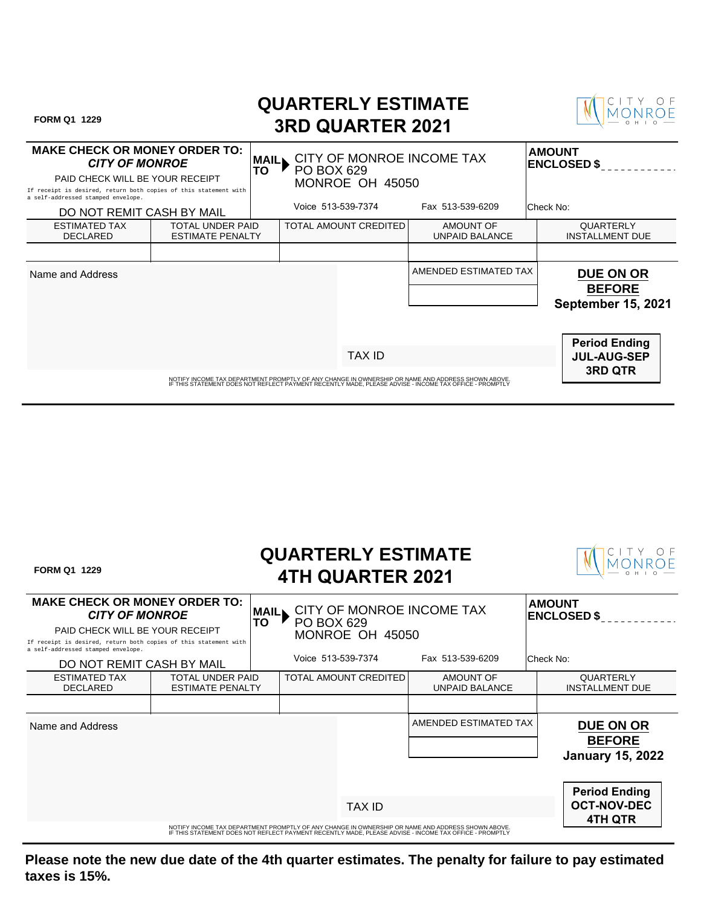FORM Q1 1229

# QUARTERLY ESTIMATE
# 3RD QUARTER 2021

CITY OF MONROE OHIO

**MAKE CHECK OR MONEY ORDER TO:**
***CITY OF MONROE***

PAID CHECK WILL BE YOUR RECEIPT

If receipt is desired, return both copies of this statement with a self-addressed stamped envelope.

DO NOT REMIT CASH BY MAIL

**MAIL TO** CITY OF MONROE INCOME TAX
PO BOX 629
MONROE OH 45050

Voice 513-539-7374 Fax 513-539-6209

**AMOUNT ENCLOSED $**___________

Check No:

| ESTIMATED TAX DECLARED | TOTAL UNDER PAID ESTIMATE PENALTY | TOTAL AMOUNT CREDITED | AMOUNT OF UNPAID BALANCE | QUARTERLY INSTALLMENT DUE |
|---|---|---|---|---|
| | | | | |

Name and Address

AMENDED ESTIMATED TAX

**DUE ON OR BEFORE September 15, 2021**

TAX ID

**Period Ending JUL-AUG-SEP 3RD QTR**

NOTIFY INCOME TAX DEPARTMENT PROMPTLY OF ANY CHANGE IN OWNERSHIP OR NAME AND ADDRESS SHOWN ABOVE.
IF THIS STATEMENT DOES NOT REFLECT PAYMENT RECENTLY MADE, PLEASE ADVISE - INCOME TAX OFFICE - PROMPTLY

---

FORM Q1 1229

# QUARTERLY ESTIMATE
# 4TH QUARTER 2021

CITY OF MONROE OHIO

**MAKE CHECK OR MONEY ORDER TO:**
***CITY OF MONROE***

PAID CHECK WILL BE YOUR RECEIPT

If receipt is desired, return both copies of this statement with a self-addressed stamped envelope.

DO NOT REMIT CASH BY MAIL

**MAIL TO** CITY OF MONROE INCOME TAX
PO BOX 629
MONROE OH 45050

Voice 513-539-7374 Fax 513-539-6209

**AMOUNT ENCLOSED $**___________

Check No:

| ESTIMATED TAX DECLARED | TOTAL UNDER PAID ESTIMATE PENALTY | TOTAL AMOUNT CREDITED | AMOUNT OF UNPAID BALANCE | QUARTERLY INSTALLMENT DUE |
|---|---|---|---|---|
| | | | | |

Name and Address

AMENDED ESTIMATED TAX

**DUE ON OR BEFORE January 15, 2022**

TAX ID

**Period Ending OCT-NOV-DEC 4TH QTR**

NOTIFY INCOME TAX DEPARTMENT PROMPTLY OF ANY CHANGE IN OWNERSHIP OR NAME AND ADDRESS SHOWN ABOVE.
IF THIS STATEMENT DOES NOT REFLECT PAYMENT RECENTLY MADE, PLEASE ADVISE - INCOME TAX OFFICE - PROMPTLY

---

**Please note the new due date of the 4th quarter estimates. The penalty for failure to pay estimated taxes is 15%.**